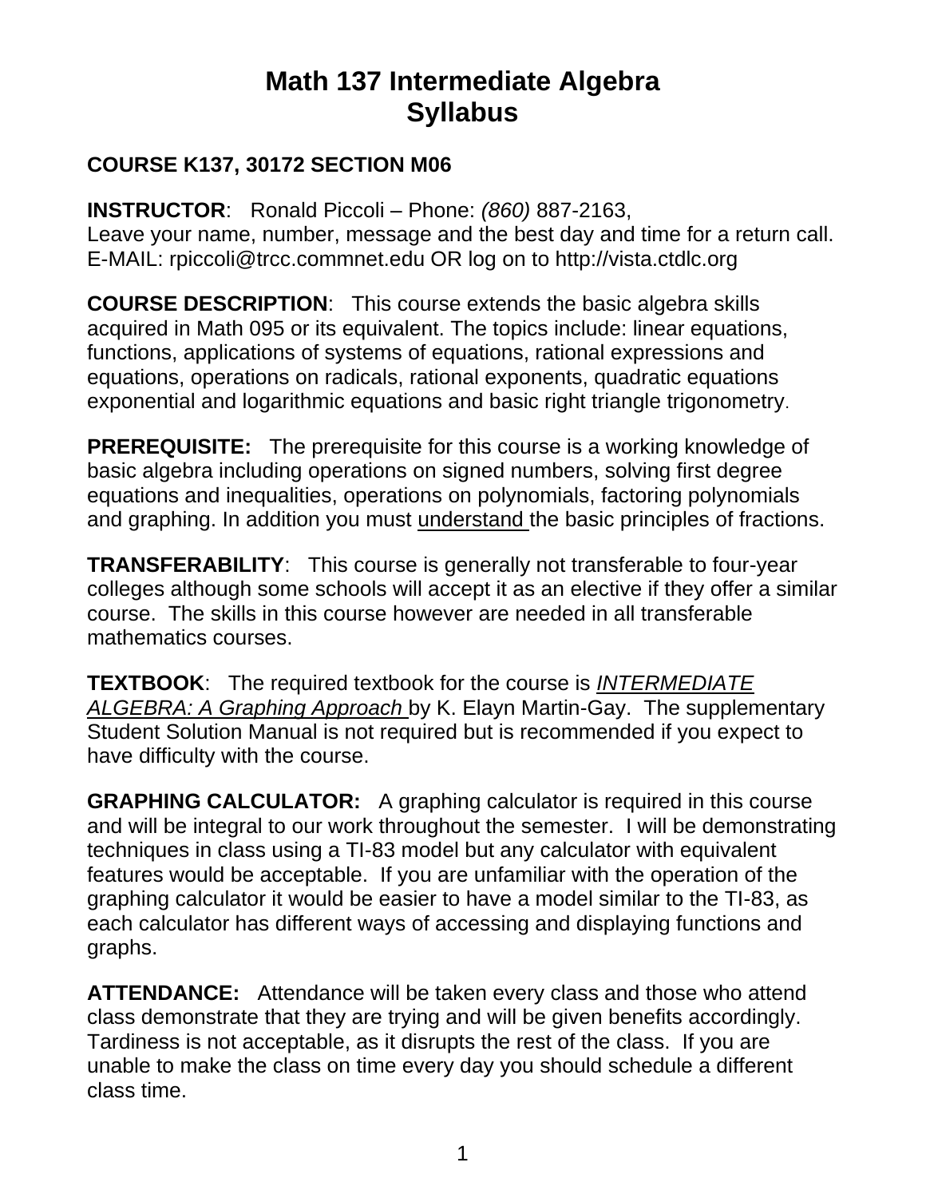# Math 137 Intermediate Algebra
# Syllabus

**COURSE K137, 30172 SECTION M06**

**INSTRUCTOR**: Ronald Piccoli – Phone: *(860)* 887-2163,
Leave your name, number, message and the best day and time for a return call.
E-MAIL: rpiccoli@trcc.commnet.edu OR log on to http://vista.ctdlc.org

**COURSE DESCRIPTION**: This course extends the basic algebra skills acquired in Math 095 or its equivalent. The topics include: linear equations, functions, applications of systems of equations, rational expressions and equations, operations on radicals, rational exponents, quadratic equations exponential and logarithmic equations and basic right triangle trigonometry.

**PREREQUISITE:** The prerequisite for this course is a working knowledge of basic algebra including operations on signed numbers, solving first degree equations and inequalities, operations on polynomials, factoring polynomials and graphing. In addition you must <u>understand</u> the basic principles of fractions.

**TRANSFERABILITY**: This course is generally not transferable to four-year colleges although some schools will accept it as an elective if they offer a similar course. The skills in this course however are needed in all transferable mathematics courses.

**TEXTBOOK**: The required textbook for the course is *<u>INTERMEDIATE ALGEBRA: A Graphing Approach</u>* by K. Elayn Martin-Gay. The supplementary Student Solution Manual is not required but is recommended if you expect to have difficulty with the course.

**GRAPHING CALCULATOR:** A graphing calculator is required in this course and will be integral to our work throughout the semester. I will be demonstrating techniques in class using a TI-83 model but any calculator with equivalent features would be acceptable. If you are unfamiliar with the operation of the graphing calculator it would be easier to have a model similar to the TI-83, as each calculator has different ways of accessing and displaying functions and graphs.

**ATTENDANCE:** Attendance will be taken every class and those who attend class demonstrate that they are trying and will be given benefits accordingly. Tardiness is not acceptable, as it disrupts the rest of the class. If you are unable to make the class on time every day you should schedule a different class time.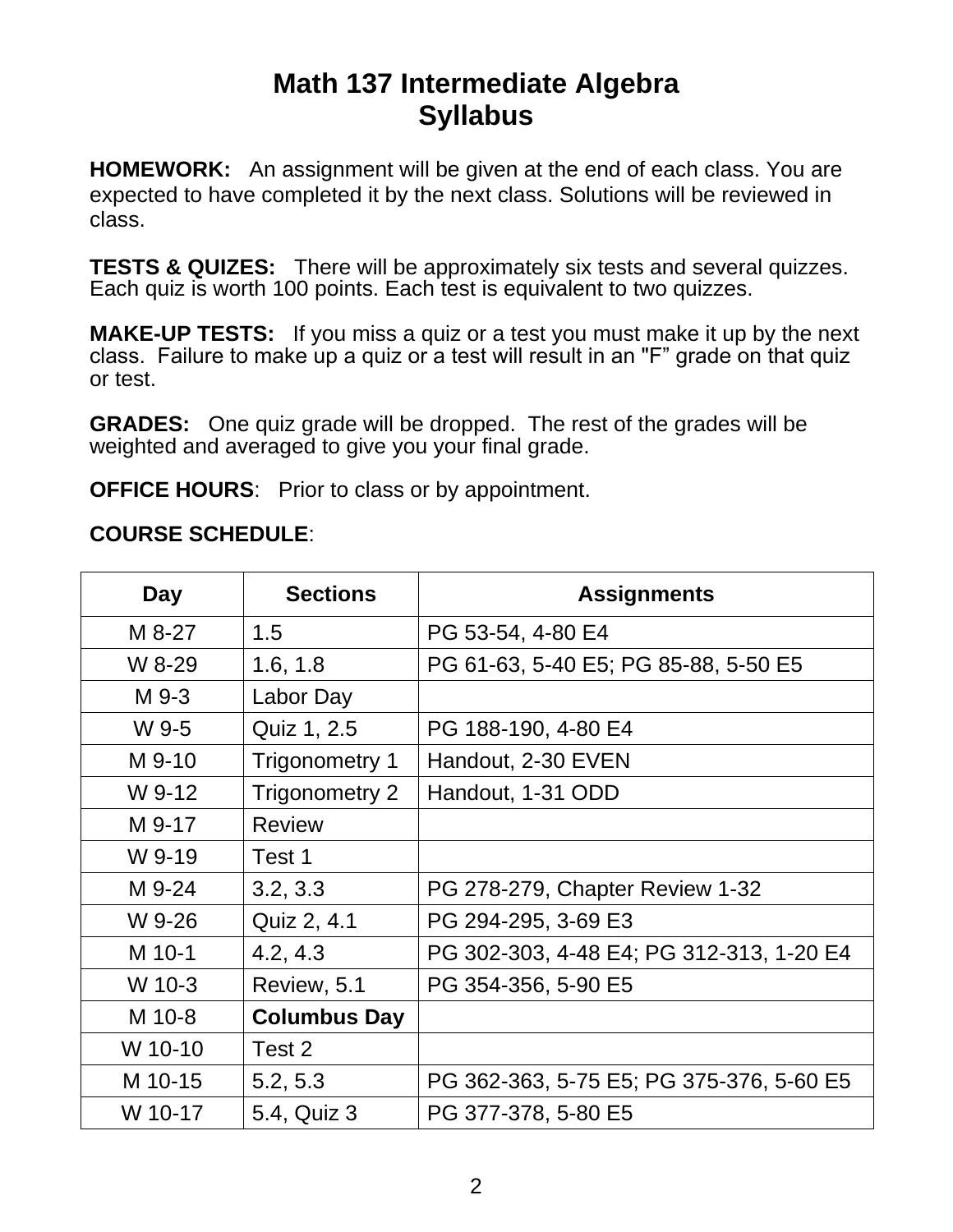# Math 137 Intermediate Algebra
# Syllabus

**HOMEWORK:** An assignment will be given at the end of each class. You are expected to have completed it by the next class. Solutions will be reviewed in class.

**TESTS & QUIZES:** There will be approximately six tests and several quizzes. Each quiz is worth 100 points. Each test is equivalent to two quizzes.

**MAKE-UP TESTS:** If you miss a quiz or a test you must make it up by the next class. Failure to make up a quiz or a test will result in an "F" grade on that quiz or test.

**GRADES:** One quiz grade will be dropped. The rest of the grades will be weighted and averaged to give you your final grade.

**OFFICE HOURS**: Prior to class or by appointment.

**COURSE SCHEDULE**:

| Day | Sections | Assignments |
|---|---|---|
| M 8-27 | 1.5 | PG 53-54, 4-80 E4 |
| W 8-29 | 1.6, 1.8 | PG 61-63, 5-40 E5; PG 85-88, 5-50 E5 |
| M 9-3 | Labor Day | |
| W 9-5 | Quiz 1, 2.5 | PG 188-190, 4-80 E4 |
| M 9-10 | Trigonometry 1 | Handout, 2-30 EVEN |
| W 9-12 | Trigonometry 2 | Handout, 1-31 ODD |
| M 9-17 | Review | |
| W 9-19 | Test 1 | |
| M 9-24 | 3.2, 3.3 | PG 278-279, Chapter Review 1-32 |
| W 9-26 | Quiz 2, 4.1 | PG 294-295, 3-69 E3 |
| M 10-1 | 4.2, 4.3 | PG 302-303, 4-48 E4; PG 312-313, 1-20 E4 |
| W 10-3 | Review, 5.1 | PG 354-356, 5-90 E5 |
| M 10-8 | **Columbus Day** | |
| W 10-10 | Test 2 | |
| M 10-15 | 5.2, 5.3 | PG 362-363, 5-75 E5; PG 375-376, 5-60 E5 |
| W 10-17 | 5.4, Quiz 3 | PG 377-378, 5-80 E5 |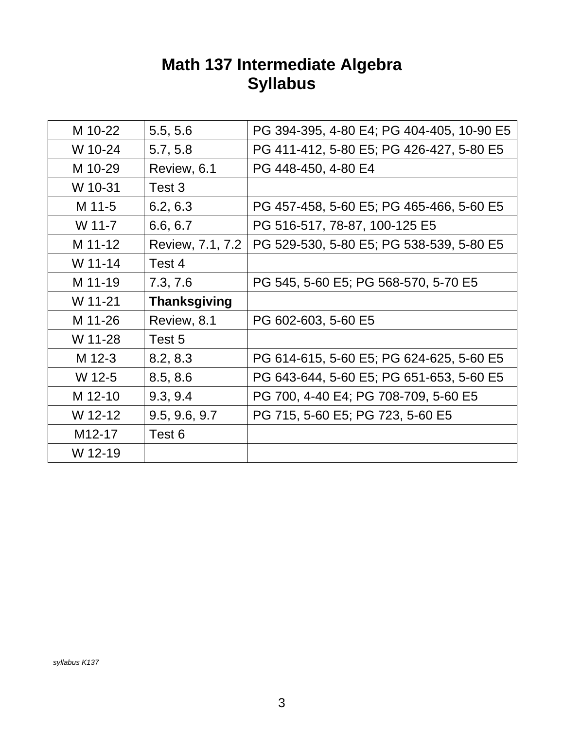# Math 137 Intermediate Algebra
# Syllabus

| | | |
|---|---|---|
| M 10-22 | 5.5, 5.6 | PG 394-395, 4-80 E4; PG 404-405, 10-90 E5 |
| W 10-24 | 5.7, 5.8 | PG 411-412, 5-80 E5; PG 426-427, 5-80 E5 |
| M 10-29 | Review, 6.1 | PG 448-450, 4-80 E4 |
| W 10-31 | Test 3 | |
| M 11-5 | 6.2, 6.3 | PG 457-458, 5-60 E5; PG 465-466, 5-60 E5 |
| W 11-7 | 6.6, 6.7 | PG 516-517, 78-87, 100-125 E5 |
| M 11-12 | Review, 7.1, 7.2 | PG 529-530, 5-80 E5; PG 538-539, 5-80 E5 |
| W 11-14 | Test 4 | |
| M 11-19 | 7.3, 7.6 | PG 545, 5-60 E5; PG 568-570, 5-70 E5 |
| W 11-21 | **Thanksgiving** | |
| M 11-26 | Review, 8.1 | PG 602-603, 5-60 E5 |
| W 11-28 | Test 5 | |
| M 12-3 | 8.2, 8.3 | PG 614-615, 5-60 E5; PG 624-625, 5-60 E5 |
| W 12-5 | 8.5, 8.6 | PG 643-644, 5-60 E5; PG 651-653, 5-60 E5 |
| M 12-10 | 9.3, 9.4 | PG 700, 4-40 E4; PG 708-709, 5-60 E5 |
| W 12-12 | 9.5, 9.6, 9.7 | PG 715, 5-60 E5; PG 723, 5-60 E5 |
| M12-17 | Test 6 | |
| W 12-19 | | |

*syllabus K137*